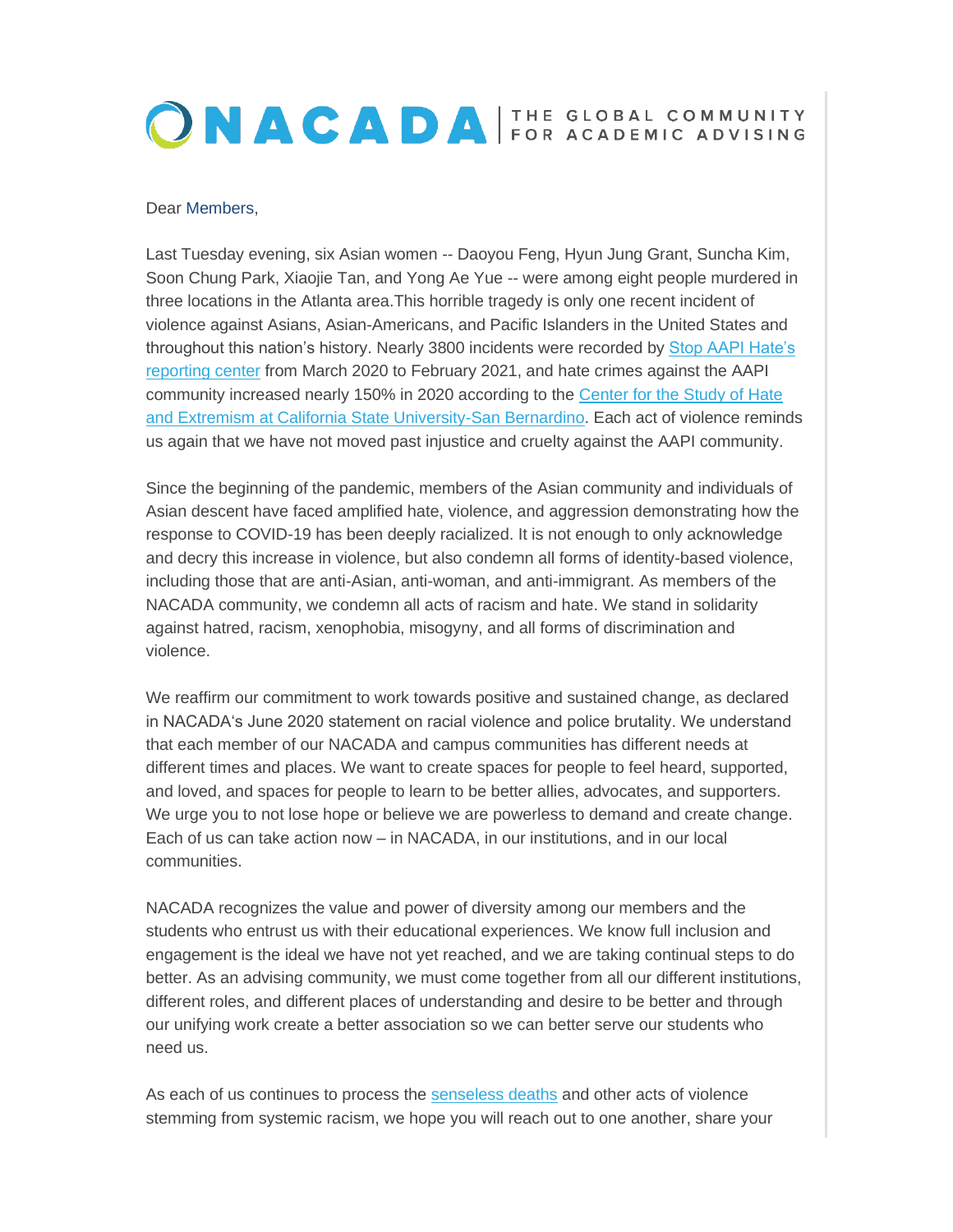NACADA | THE GLOBAL COMMUNITY FOR ACADEMIC ADVISING

Dear Members,

Last Tuesday evening, six Asian women -- Daoyou Feng, Hyun Jung Grant, Suncha Kim, Soon Chung Park, Xiaojie Tan, and Yong Ae Yue -- were among eight people murdered in three locations in the Atlanta area.This horrible tragedy is only one recent incident of violence against Asians, Asian-Americans, and Pacific Islanders in the United States and throughout this nation's history. Nearly 3800 incidents were recorded by Stop AAPI Hate's reporting center from March 2020 to February 2021, and hate crimes against the AAPI community increased nearly 150% in 2020 according to the Center for the Study of Hate and Extremism at California State University-San Bernardino. Each act of violence reminds us again that we have not moved past injustice and cruelty against the AAPI community.

Since the beginning of the pandemic, members of the Asian community and individuals of Asian descent have faced amplified hate, violence, and aggression demonstrating how the response to COVID-19 has been deeply racialized. It is not enough to only acknowledge and decry this increase in violence, but also condemn all forms of identity-based violence, including those that are anti-Asian, anti-woman, and anti-immigrant. As members of the NACADA community, we condemn all acts of racism and hate. We stand in solidarity against hatred, racism, xenophobia, misogyny, and all forms of discrimination and violence.

We reaffirm our commitment to work towards positive and sustained change, as declared in NACADA's June 2020 statement on racial violence and police brutality. We understand that each member of our NACADA and campus communities has different needs at different times and places. We want to create spaces for people to feel heard, supported, and loved, and spaces for people to learn to be better allies, advocates, and supporters. We urge you to not lose hope or believe we are powerless to demand and create change. Each of us can take action now – in NACADA, in our institutions, and in our local communities.

NACADA recognizes the value and power of diversity among our members and the students who entrust us with their educational experiences. We know full inclusion and engagement is the ideal we have not yet reached, and we are taking continual steps to do better. As an advising community, we must come together from all our different institutions, different roles, and different places of understanding and desire to be better and through our unifying work create a better association so we can better serve our students who need us.

As each of us continues to process the senseless deaths and other acts of violence stemming from systemic racism, we hope you will reach out to one another, share your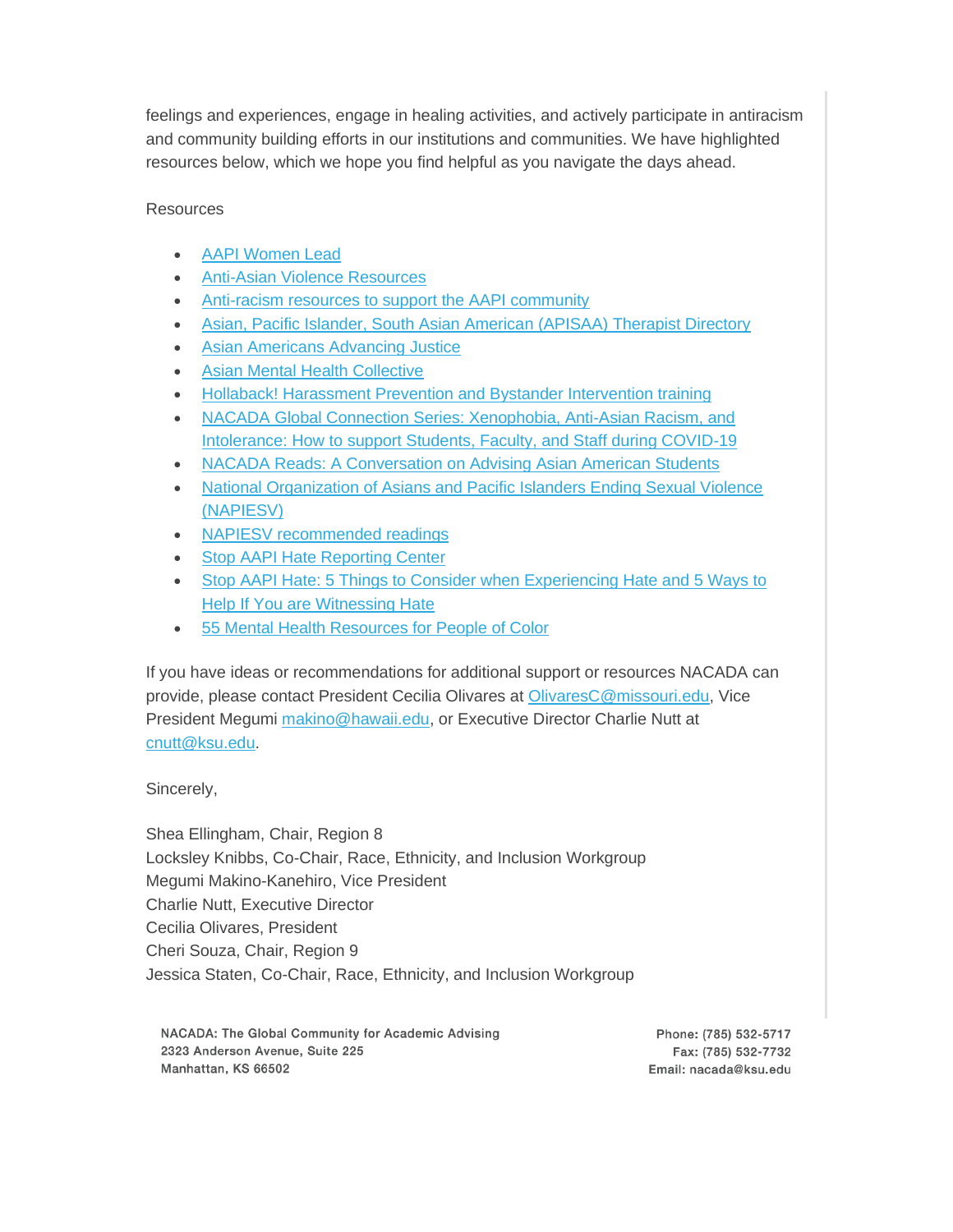feelings and experiences, engage in healing activities, and actively participate in antiracism and community building efforts in our institutions and communities. We have highlighted resources below, which we hope you find helpful as you navigate the days ahead.

Resources

- AAPI Women Lead
- Anti-Asian Violence Resources
- Anti-racism resources to support the AAPI community
- Asian, Pacific Islander, South Asian American (APISAA) Therapist Directory
- Asian Americans Advancing Justice
- Asian Mental Health Collective
- Hollaback! Harassment Prevention and Bystander Intervention training
- NACADA Global Connection Series: Xenophobia, Anti-Asian Racism, and Intolerance: How to support Students, Faculty, and Staff during COVID-19
- NACADA Reads: A Conversation on Advising Asian American Students
- National Organization of Asians and Pacific Islanders Ending Sexual Violence (NAPIESV)
- NAPIESV recommended readings
- Stop AAPI Hate Reporting Center
- Stop AAPI Hate: 5 Things to Consider when Experiencing Hate and 5 Ways to Help If You are Witnessing Hate
- 55 Mental Health Resources for People of Color

If you have ideas or recommendations for additional support or resources NACADA can provide, please contact President Cecilia Olivares at OlivaresC@missouri.edu, Vice President Megumi makino@hawaii.edu, or Executive Director Charlie Nutt at cnutt@ksu.edu.

Sincerely,

Shea Ellingham, Chair, Region 8
Locksley Knibbs, Co-Chair, Race, Ethnicity, and Inclusion Workgroup
Megumi Makino-Kanehiro, Vice President
Charlie Nutt, Executive Director
Cecilia Olivares, President
Cheri Souza, Chair, Region 9
Jessica Staten, Co-Chair, Race, Ethnicity, and Inclusion Workgroup

**NACADA: The Global Community for Academic Advising**
**2323 Anderson Avenue, Suite 225**
**Manhattan, KS 66502**

**Phone: (785) 532-5717**
**Fax: (785) 532-7732**
**Email: nacada@ksu.edu**